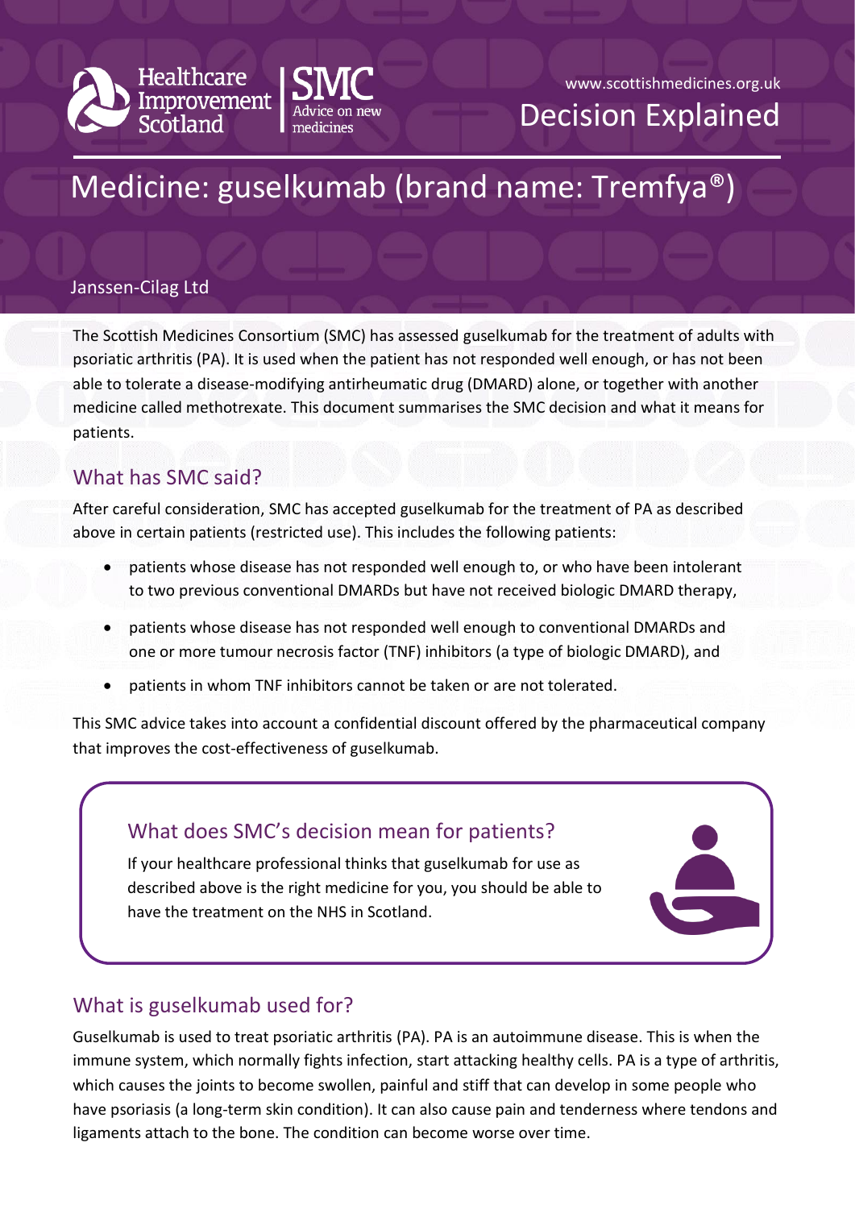Healthcare Improvement Scotland | SMC Advice on new medicines

www.scottishmedicines.org.uk

Decision Explained

# Medicine: guselkumab (brand name: Tremfya®)

Janssen-Cilag Ltd

The Scottish Medicines Consortium (SMC) has assessed guselkumab for the treatment of adults with psoriatic arthritis (PA). It is used when the patient has not responded well enough, or has not been able to tolerate a disease-modifying antirheumatic drug (DMARD) alone, or together with another medicine called methotrexate. This document summarises the SMC decision and what it means for patients.

## What has SMC said?

After careful consideration, SMC has accepted guselkumab for the treatment of PA as described above in certain patients (restricted use). This includes the following patients:

- patients whose disease has not responded well enough to, or who have been intolerant to two previous conventional DMARDs but have not received biologic DMARD therapy,
- patients whose disease has not responded well enough to conventional DMARDs and one or more tumour necrosis factor (TNF) inhibitors (a type of biologic DMARD), and
- patients in whom TNF inhibitors cannot be taken or are not tolerated.

This SMC advice takes into account a confidential discount offered by the pharmaceutical company that improves the cost-effectiveness of guselkumab.

### What does SMC's decision mean for patients?

If your healthcare professional thinks that guselkumab for use as described above is the right medicine for you, you should be able to have the treatment on the NHS in Scotland.

## What is guselkumab used for?

Guselkumab is used to treat psoriatic arthritis (PA). PA is an autoimmune disease. This is when the immune system, which normally fights infection, start attacking healthy cells. PA is a type of arthritis, which causes the joints to become swollen, painful and stiff that can develop in some people who have psoriasis (a long-term skin condition). It can also cause pain and tenderness where tendons and ligaments attach to the bone. The condition can become worse over time.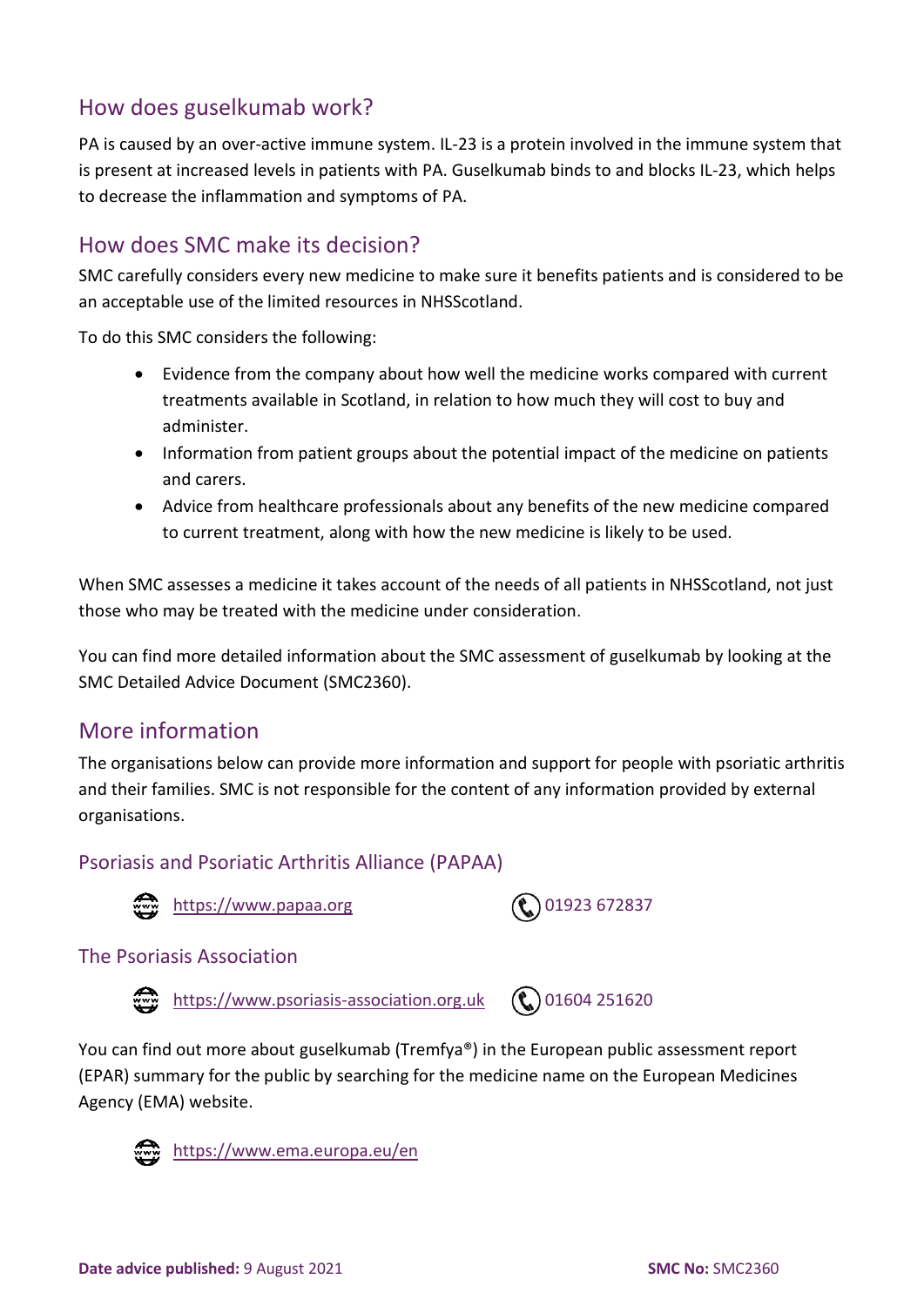## How does guselkumab work?

PA is caused by an over-active immune system. IL-23 is a protein involved in the immune system that is present at increased levels in patients with PA. Guselkumab binds to and blocks IL-23, which helps to decrease the inflammation and symptoms of PA.

## How does SMC make its decision?

SMC carefully considers every new medicine to make sure it benefits patients and is considered to be an acceptable use of the limited resources in NHSScotland.

To do this SMC considers the following:

- Evidence from the company about how well the medicine works compared with current treatments available in Scotland, in relation to how much they will cost to buy and administer.
- Information from patient groups about the potential impact of the medicine on patients and carers.
- Advice from healthcare professionals about any benefits of the new medicine compared to current treatment, along with how the new medicine is likely to be used.

When SMC assesses a medicine it takes account of the needs of all patients in NHSScotland, not just those who may be treated with the medicine under consideration.

You can find more detailed information about the SMC assessment of guselkumab by looking at the SMC Detailed Advice Document (SMC2360).

## More information

The organisations below can provide more information and support for people with psoriatic arthritis and their families. SMC is not responsible for the content of any information provided by external organisations.

### Psoriasis and Psoriatic Arthritis Alliance (PAPAA)

https://www.papaa.org    01923 672837

### The Psoriasis Association

https://www.psoriasis-association.org.uk    01604 251620

You can find out more about guselkumab (Tremfya®) in the European public assessment report (EPAR) summary for the public by searching for the medicine name on the European Medicines Agency (EMA) website.

https://www.ema.europa.eu/en

**Date advice published:** 9 August 2021    **SMC No:** SMC2360